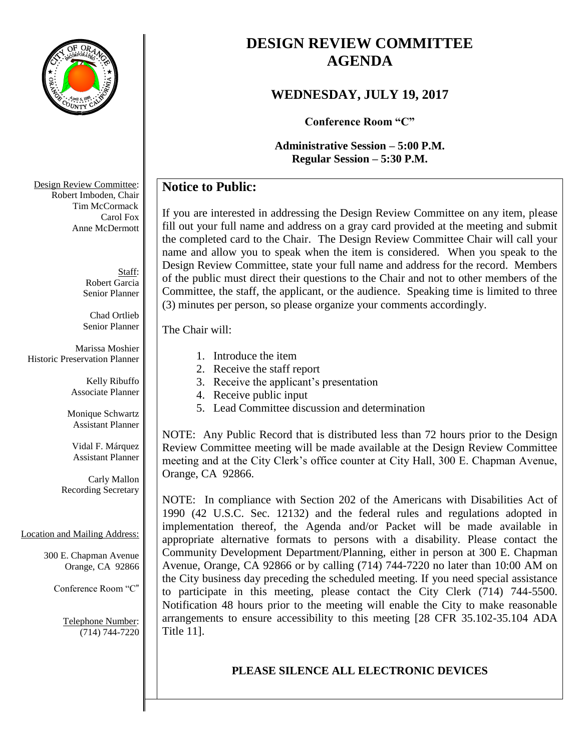# DESIGN REVIEW COMMITTEE AGENDA

## WEDNESDAY, JULY 19, 2017

**Conference Room "C"**

**Administrative Session – 5:00 P.M.**
**Regular Session – 5:30 P.M.**

Design Review Committee:
Robert Imboden, Chair
Tim McCormack
Carol Fox
Anne McDermott

Staff:
Robert Garcia
Senior Planner

Chad Ortlieb
Senior Planner

Marissa Moshier
Historic Preservation Planner

Kelly Ribuffo
Associate Planner

Monique Schwartz
Assistant Planner

Vidal F. Márquez
Assistant Planner

Carly Mallon
Recording Secretary

Location and Mailing Address:

300 E. Chapman Avenue
Orange, CA 92866

Conference Room "C"

Telephone Number:
(714) 744-7220

## Notice to Public:

If you are interested in addressing the Design Review Committee on any item, please fill out your full name and address on a gray card provided at the meeting and submit the completed card to the Chair. The Design Review Committee Chair will call your name and allow you to speak when the item is considered. When you speak to the Design Review Committee, state your full name and address for the record. Members of the public must direct their questions to the Chair and not to other members of the Committee, the staff, the applicant, or the audience. Speaking time is limited to three (3) minutes per person, so please organize your comments accordingly.

The Chair will:

1. Introduce the item
2. Receive the staff report
3. Receive the applicant's presentation
4. Receive public input
5. Lead Committee discussion and determination

NOTE: Any Public Record that is distributed less than 72 hours prior to the Design Review Committee meeting will be made available at the Design Review Committee meeting and at the City Clerk's office counter at City Hall, 300 E. Chapman Avenue, Orange, CA 92866.

NOTE: In compliance with Section 202 of the Americans with Disabilities Act of 1990 (42 U.S.C. Sec. 12132) and the federal rules and regulations adopted in implementation thereof, the Agenda and/or Packet will be made available in appropriate alternative formats to persons with a disability. Please contact the Community Development Department/Planning, either in person at 300 E. Chapman Avenue, Orange, CA 92866 or by calling (714) 744-7220 no later than 10:00 AM on the City business day preceding the scheduled meeting. If you need special assistance to participate in this meeting, please contact the City Clerk (714) 744-5500. Notification 48 hours prior to the meeting will enable the City to make reasonable arrangements to ensure accessibility to this meeting [28 CFR 35.102-35.104 ADA Title 11].

**PLEASE SILENCE ALL ELECTRONIC DEVICES**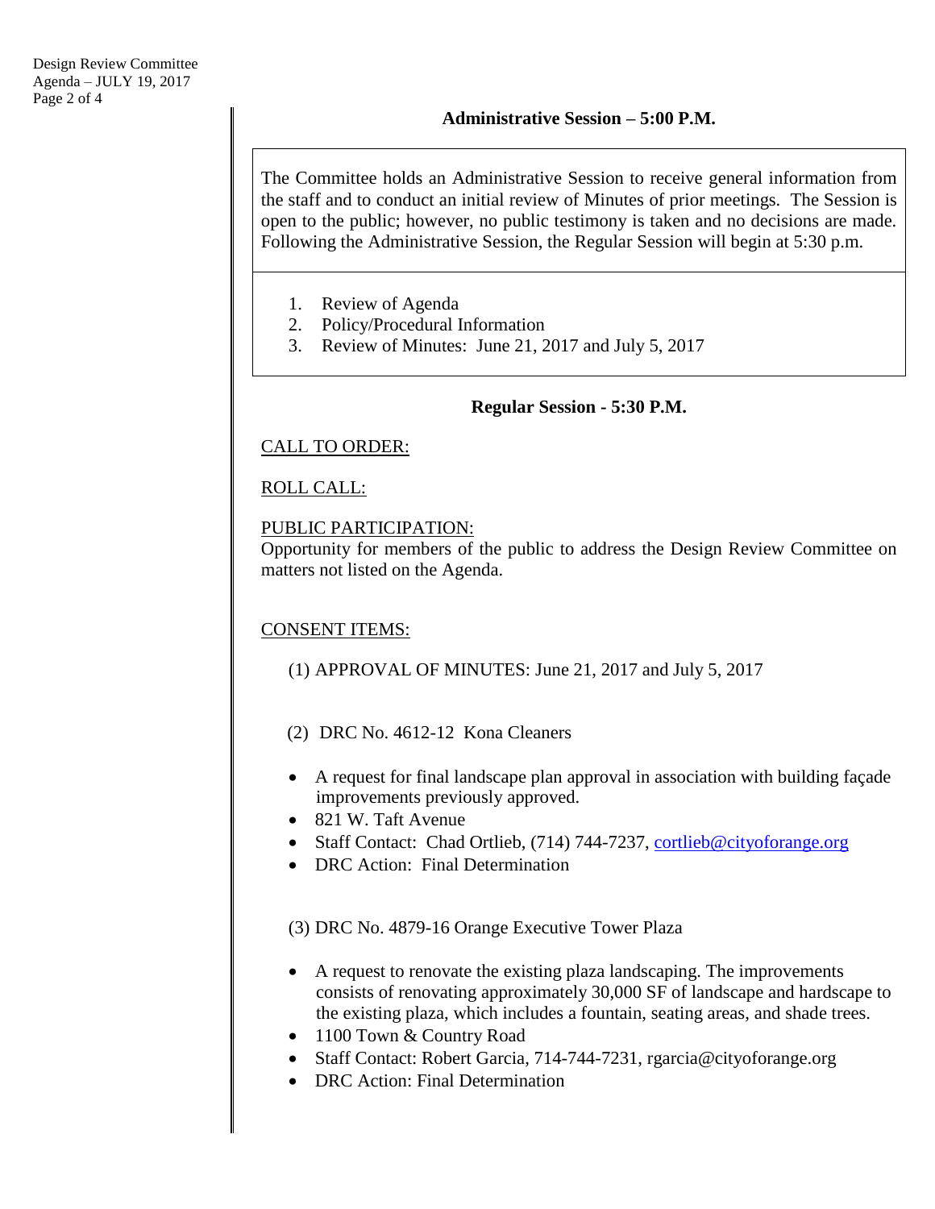## Administrative Session – 5:00 P.M.

The Committee holds an Administrative Session to receive general information from the staff and to conduct an initial review of Minutes of prior meetings. The Session is open to the public; however, no public testimony is taken and no decisions are made. Following the Administrative Session, the Regular Session will begin at 5:30 p.m.

1. Review of Agenda
2. Policy/Procedural Information
3. Review of Minutes: June 21, 2017 and July 5, 2017

## Regular Session - 5:30 P.M.

CALL TO ORDER:

ROLL CALL:

PUBLIC PARTICIPATION:
Opportunity for members of the public to address the Design Review Committee on matters not listed on the Agenda.

CONSENT ITEMS:

(1) APPROVAL OF MINUTES: June 21, 2017 and July 5, 2017

(2) DRC No. 4612-12 Kona Cleaners

- A request for final landscape plan approval in association with building façade improvements previously approved.
- 821 W. Taft Avenue
- Staff Contact: Chad Ortlieb, (714) 744-7237, cortlieb@cityoforange.org
- DRC Action: Final Determination

(3) DRC No. 4879-16 Orange Executive Tower Plaza

- A request to renovate the existing plaza landscaping. The improvements consists of renovating approximately 30,000 SF of landscape and hardscape to the existing plaza, which includes a fountain, seating areas, and shade trees.
- 1100 Town & Country Road
- Staff Contact: Robert Garcia, 714-744-7231, rgarcia@cityoforange.org
- DRC Action: Final Determination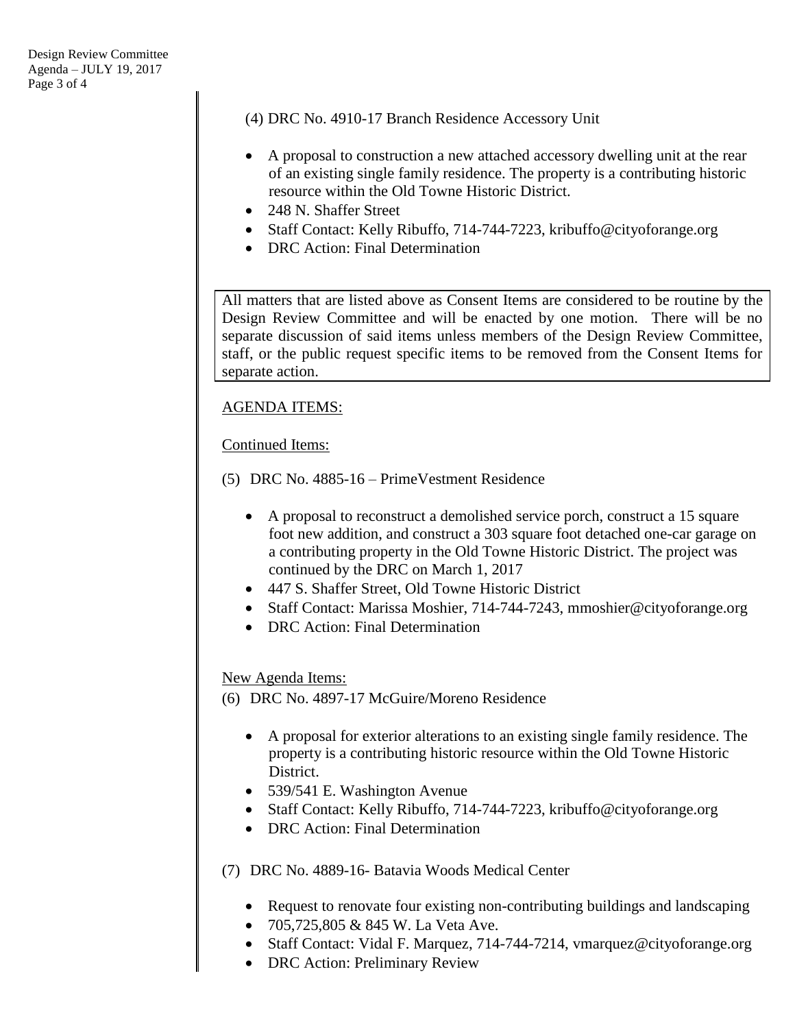(4) DRC No. 4910-17 Branch Residence Accessory Unit

- A proposal to construction a new attached accessory dwelling unit at the rear of an existing single family residence. The property is a contributing historic resource within the Old Towne Historic District.
- 248 N. Shaffer Street
- Staff Contact: Kelly Ribuffo, 714-744-7223, kribuffo@cityoforange.org
- DRC Action: Final Determination

All matters that are listed above as Consent Items are considered to be routine by the Design Review Committee and will be enacted by one motion. There will be no separate discussion of said items unless members of the Design Review Committee, staff, or the public request specific items to be removed from the Consent Items for separate action.

<u>AGENDA ITEMS:</u>

<u>Continued Items:</u>

(5) DRC No. 4885-16 – PrimeVestment Residence

- A proposal to reconstruct a demolished service porch, construct a 15 square foot new addition, and construct a 303 square foot detached one-car garage on a contributing property in the Old Towne Historic District. The project was continued by the DRC on March 1, 2017
- 447 S. Shaffer Street, Old Towne Historic District
- Staff Contact: Marissa Moshier, 714-744-7243, mmoshier@cityoforange.org
- DRC Action: Final Determination

<u>New Agenda Items:</u>

(6) DRC No. 4897-17 McGuire/Moreno Residence

- A proposal for exterior alterations to an existing single family residence. The property is a contributing historic resource within the Old Towne Historic District.
- 539/541 E. Washington Avenue
- Staff Contact: Kelly Ribuffo, 714-744-7223, kribuffo@cityoforange.org
- DRC Action: Final Determination

(7) DRC No. 4889-16- Batavia Woods Medical Center

- Request to renovate four existing non-contributing buildings and landscaping
- 705,725,805 & 845 W. La Veta Ave.
- Staff Contact: Vidal F. Marquez, 714-744-7214, vmarquez@cityoforange.org
- DRC Action: Preliminary Review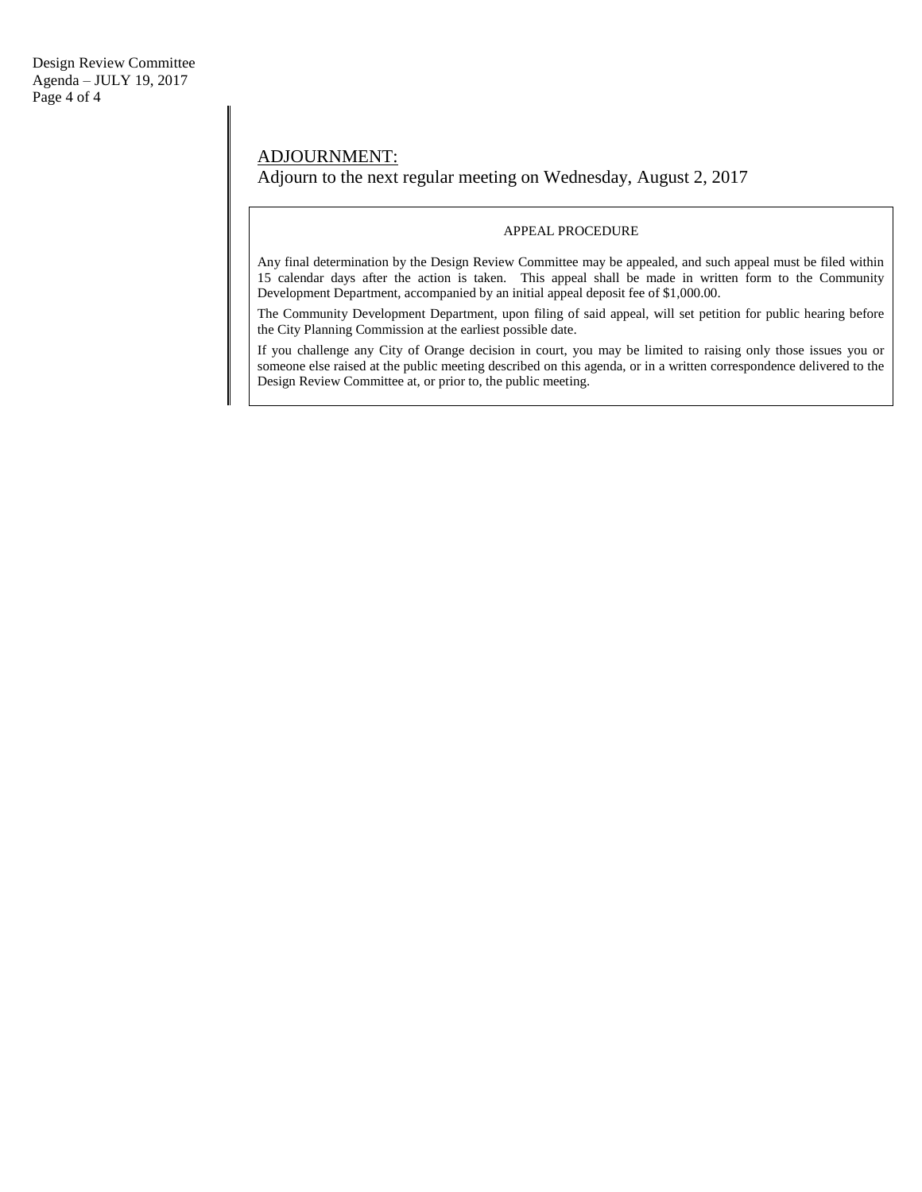ADJOURNMENT:

Adjourn to the next regular meeting on Wednesday, August 2, 2017

APPEAL PROCEDURE

Any final determination by the Design Review Committee may be appealed, and such appeal must be filed within 15 calendar days after the action is taken. This appeal shall be made in written form to the Community Development Department, accompanied by an initial appeal deposit fee of $1,000.00.

The Community Development Department, upon filing of said appeal, will set petition for public hearing before the City Planning Commission at the earliest possible date.

If you challenge any City of Orange decision in court, you may be limited to raising only those issues you or someone else raised at the public meeting described on this agenda, or in a written correspondence delivered to the Design Review Committee at, or prior to, the public meeting.